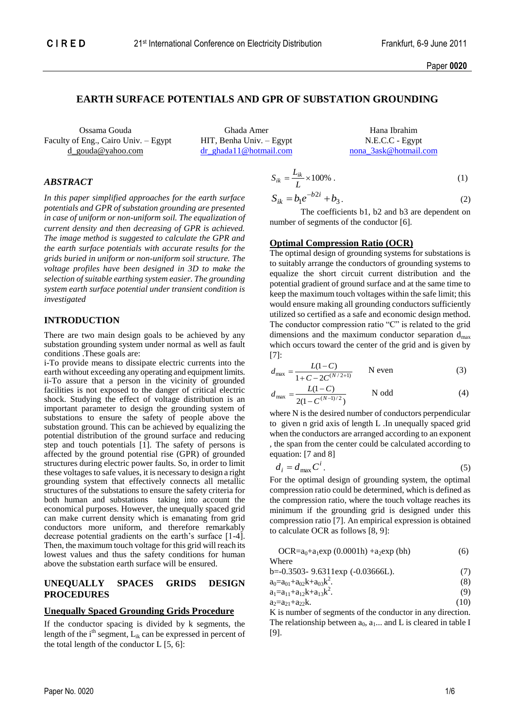# EARTH SURFACE POTENTIALS AND GPR OF SUBSTATION GROUNDING

Ossama Gouda
Faculty of Eng., Cairo Univ. – Egypt
d_gouda@yahoo.com

Ghada Amer
HIT, Benha Univ. – Egypt
dr_ghada11@hotmail.com

Hana Ibrahim
N.E.C.C - Egypt
nona_3ask@hotmail.com

## *ABSTRACT*

*In this paper simplified approaches for the earth surface potentials and GPR of substation grounding are presented in case of uniform or non-uniform soil. The equalization of current density and then decreasing of GPR is achieved. The image method is suggested to calculate the GPR and the earth surface potentials with accurate results for the grids buried in uniform or non-uniform soil structure. The voltage profiles have been designed in 3D to make the selection of suitable earthing system easier. The grounding system earth surface potential under transient condition is investigated*

## INTRODUCTION

There are two main design goals to be achieved by any substation grounding system under normal as well as fault conditions .These goals are:

i-To provide means to dissipate electric currents into the earth without exceeding any operating and equipment limits.

ii-To assure that a person in the vicinity of grounded facilities is not exposed to the danger of critical electric shock. Studying the effect of voltage distribution is an important parameter to design the grounding system of substations to ensure the safety of people above the substation ground. This can be achieved by equalizing the potential distribution of the ground surface and reducing step and touch potentials [1]. The safety of persons is affected by the ground potential rise (GPR) of grounded structures during electric power faults. So, in order to limit these voltages to safe values, it is necessary to design a right grounding system that effectively connects all metallic structures of the substations to ensure the safety criteria for both human and substations taking into account the economical purposes. However, the unequally spaced grid can make current density which is emanating from grid conductors more uniform, and therefore remarkably decrease potential gradients on the earth's surface [1-4]. Then, the maximum touch voltage for this grid will reach its lowest values and thus the safety conditions for human above the substation earth surface will be ensured.

## UNEQUALLY SPACES GRIDS DESIGN PROCEDURES

### Unequally Spaced Grounding Grids Procedure

If the conductor spacing is divided by k segments, the length of the $i^{th}$ segment, $L_{ik}$ can be expressed in percent of the total length of the conductor L [5, 6]:

$$S_{ik} = \frac{L_{ik}}{L} \times 100\% . \quad (1)$$

$$S_{ik} = b_1 e^{-b2i} + b_3 . \quad (2)$$

The coefficients b1, b2 and b3 are dependent on number of segments of the conductor [6].

### Optimal Compression Ratio (OCR)

The optimal design of grounding systems for substations is to suitably arrange the conductors of grounding systems to equalize the short circuit current distribution and the potential gradient of ground surface and at the same time to keep the maximum touch voltages within the safe limit; this would ensure making all grounding conductors sufficiently utilized so certified as a safe and economic design method. The conductor compression ratio "C" is related to the grid dimensions and the maximum conductor separation $d_{max}$ which occurs toward the center of the grid and is given by [7]:

$$d_{\max} = \frac{L(1-C)}{1+C-2C^{(N/2+1)}} \qquad \text{N even} \quad (3)$$

$$d_{\max} = \frac{L(1-C)}{2(1-C^{(N-1)/2})} \qquad \text{N odd} \quad (4)$$

where N is the desired number of conductors perpendicular to given n grid axis of length L .In unequally spaced grid when the conductors are arranged according to an exponent , the span from the center could be calculated according to equation: [7 and 8]

$$d_i = d_{\max} C^i . \quad (5)$$

For the optimal design of grounding system, the optimal compression ratio could be determined, which is defined as the compression ratio, where the touch voltage reaches its minimum if the grounding grid is designed under this compression ratio [7]. An empirical expression is obtained to calculate OCR as follows [8, 9]:

$$\text{OCR}=a_0+a_1\exp(0.0001h)+a_2\exp(bh) \quad (6)$$

Where

$$b=-0.3503-9.6311\exp(-0.03666L). \quad (7)$$

$$a_0=a_{01}+a_{02}k+a_{03}k^2. \quad (8)$$

$$a_1=a_{11}+a_{12}k+a_{13}k^2. \quad (9)$$

$$a_2=a_{21}+a_{22}k. \quad (10)$$

K is number of segments of the conductor in any direction. The relationship between $a_0$, $a_1$... and L is cleared in table I [9].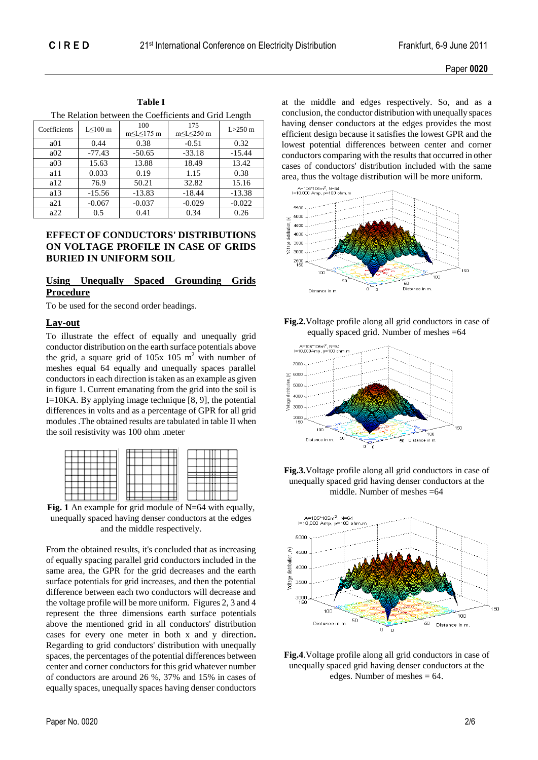**Table I**

The Relation between the Coefficients and Grid Length

| Coefficients | L≤100 m | 100 m≤L≤175 m | 175 m≤L≤250 m | L>250 m |
|---|---|---|---|---|
| a01 | 0.44 | 0.38 | -0.51 | 0.32 |
| a02 | -77.43 | -50.65 | -33.18 | -15.44 |
| a03 | 15.63 | 13.88 | 18.49 | 13.42 |
| a11 | 0.033 | 0.19 | 1.15 | 0.38 |
| a12 | 76.9 | 50.21 | 32.82 | 15.16 |
| a13 | -15.56 | -13.83 | -18.44 | -13.38 |
| a21 | -0.067 | -0.037 | -0.029 | -0.022 |
| a22 | 0.5 | 0.41 | 0.34 | 0.26 |

## EFFECT OF CONDUCTORS' DISTRIBUTIONS ON VOLTAGE PROFILE IN CASE OF GRIDS BURIED IN UNIFORM SOIL

### Using Unequally Spaced Grounding Grids Procedure

To be used for the second order headings.

### Lay-out

To illustrate the effect of equally and unequally grid conductor distribution on the earth surface potentials above the grid, a square grid of 105x 105 $m^2$ with number of meshes equal 64 equally and unequally spaces parallel conductors in each direction is taken as an example as given in figure 1. Current emanating from the grid into the soil is I=10KA. By applying image technique [8, 9], the potential differences in volts and as a percentage of GPR for all grid modules .The obtained results are tabulated in table II when the soil resistivity was 100 ohm .meter

**Fig. 1** An example for grid module of N=64 with equally, unequally spaced having denser conductors at the edges and the middle respectively.

From the obtained results, it's concluded that as increasing of equally spacing parallel grid conductors included in the same area, the GPR for the grid decreases and the earth surface potentials for grid increases, and then the potential difference between each two conductors will decrease and the voltage profile will be more uniform. Figures 2, 3 and 4 represent the three dimensions earth surface potentials above the mentioned grid in all conductors' distribution cases for every one meter in both x and y direction**.** Regarding to grid conductors' distribution with unequally spaces, the percentages of the potential differences between center and corner conductors for this grid whatever number of conductors are around 26 %, 37% and 15% in cases of equally spaces, unequally spaces having denser conductors at the middle and edges respectively. So, and as a conclusion, the conductor distribution with unequally spaces having denser conductors at the edges provides the most efficient design because it satisfies the lowest GPR and the lowest potential differences between center and corner conductors comparing with the results that occurred in other cases of conductors' distribution included with the same area, thus the voltage distribution will be more uniform.

**Fig.2.**Voltage profile along all grid conductors in case of equally spaced grid. Number of meshes =64

**Fig.3.**Voltage profile along all grid conductors in case of unequally spaced grid having denser conductors at the middle. Number of meshes =64

**Fig.4**.Voltage profile along all grid conductors in case of unequally spaced grid having denser conductors at the edges. Number of meshes = 64.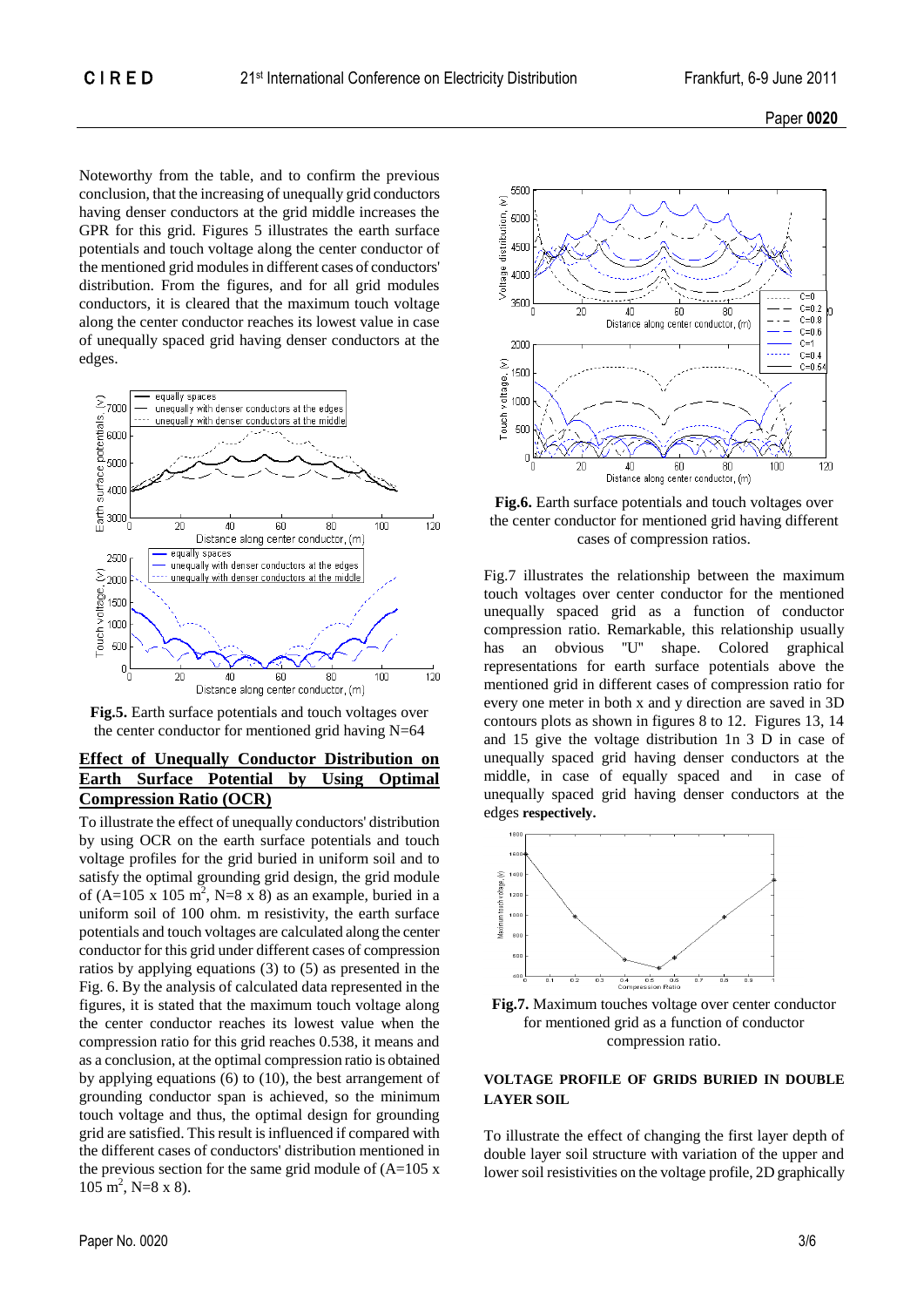Noteworthy from the table, and to confirm the previous conclusion, that the increasing of unequally grid conductors having denser conductors at the grid middle increases the GPR for this grid. Figures 5 illustrates the earth surface potentials and touch voltage along the center conductor of the mentioned grid modules in different cases of conductors' distribution. From the figures, and for all grid modules conductors, it is cleared that the maximum touch voltage along the center conductor reaches its lowest value in case of unequally spaced grid having denser conductors at the edges.

**Fig.5.** Earth surface potentials and touch voltages over the center conductor for mentioned grid having N=64

## Effect of Unequally Conductor Distribution on Earth Surface Potential by Using Optimal Compression Ratio (OCR)

To illustrate the effect of unequally conductors' distribution by using OCR on the earth surface potentials and touch voltage profiles for the grid buried in uniform soil and to satisfy the optimal grounding grid design, the grid module of (A=105 x 105 m$^2$, N=8 x 8) as an example, buried in a uniform soil of 100 ohm. m resistivity, the earth surface potentials and touch voltages are calculated along the center conductor for this grid under different cases of compression ratios by applying equations (3) to (5) as presented in the Fig. 6. By the analysis of calculated data represented in the figures, it is stated that the maximum touch voltage along the center conductor reaches its lowest value when the compression ratio for this grid reaches 0.538, it means and as a conclusion, at the optimal compression ratio is obtained by applying equations (6) to (10), the best arrangement of grounding conductor span is achieved, so the minimum touch voltage and thus, the optimal design for grounding grid are satisfied. This result is influenced if compared with the different cases of conductors' distribution mentioned in the previous section for the same grid module of (A=105 x 105 m$^2$, N=8 x 8).

**Fig.6.** Earth surface potentials and touch voltages over the center conductor for mentioned grid having different cases of compression ratios.

Fig.7 illustrates the relationship between the maximum touch voltages over center conductor for the mentioned unequally spaced grid as a function of conductor compression ratio. Remarkable, this relationship usually has an obvious "U" shape. Colored graphical representations for earth surface potentials above the mentioned grid in different cases of compression ratio for every one meter in both x and y direction are saved in 3D contours plots as shown in figures 8 to 12. Figures 13, 14 and 15 give the voltage distribution 1n 3 D in case of unequally spaced grid having denser conductors at the middle, in case of equally spaced and in case of unequally spaced grid having denser conductors at the edges **respectively.**

**Fig.7.** Maximum touches voltage over center conductor for mentioned grid as a function of conductor compression ratio.

## VOLTAGE PROFILE OF GRIDS BURIED IN DOUBLE LAYER SOIL

To illustrate the effect of changing the first layer depth of double layer soil structure with variation of the upper and lower soil resistivities on the voltage profile, 2D graphically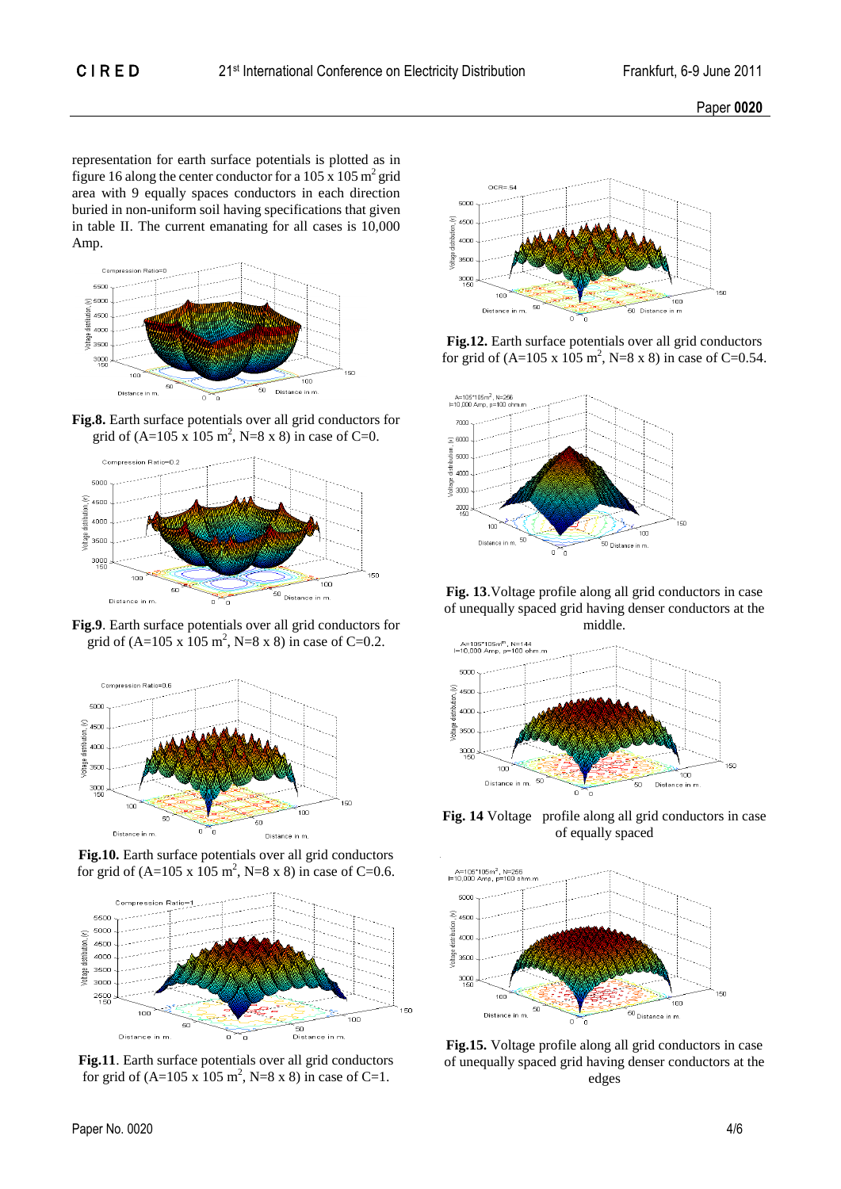representation for earth surface potentials is plotted as in figure 16 along the center conductor for a 105 x 105 $m^2$ grid area with 9 equally spaces conductors in each direction buried in non-uniform soil having specifications that given in table II. The current emanating for all cases is 10,000 Amp.

**Fig.8.** Earth surface potentials over all grid conductors for grid of (A=105 x 105 $m^2$, N=8 x 8) in case of C=0.

**Fig.9**. Earth surface potentials over all grid conductors for grid of (A=105 x 105 $m^2$, N=8 x 8) in case of C=0.2.

**Fig.10.** Earth surface potentials over all grid conductors for grid of (A=105 x 105 $m^2$, N=8 x 8) in case of C=0.6.

**Fig.11**. Earth surface potentials over all grid conductors for grid of (A=105 x 105 $m^2$, N=8 x 8) in case of C=1.

**Fig.12.** Earth surface potentials over all grid conductors for grid of (A=105 x 105 $m^2$, N=8 x 8) in case of C=0.54.

**Fig. 13**.Voltage profile along all grid conductors in case of unequally spaced grid having denser conductors at the middle.

**Fig. 14** Voltage profile along all grid conductors in case of equally spaced

**Fig.15.** Voltage profile along all grid conductors in case of unequally spaced grid having denser conductors at the edges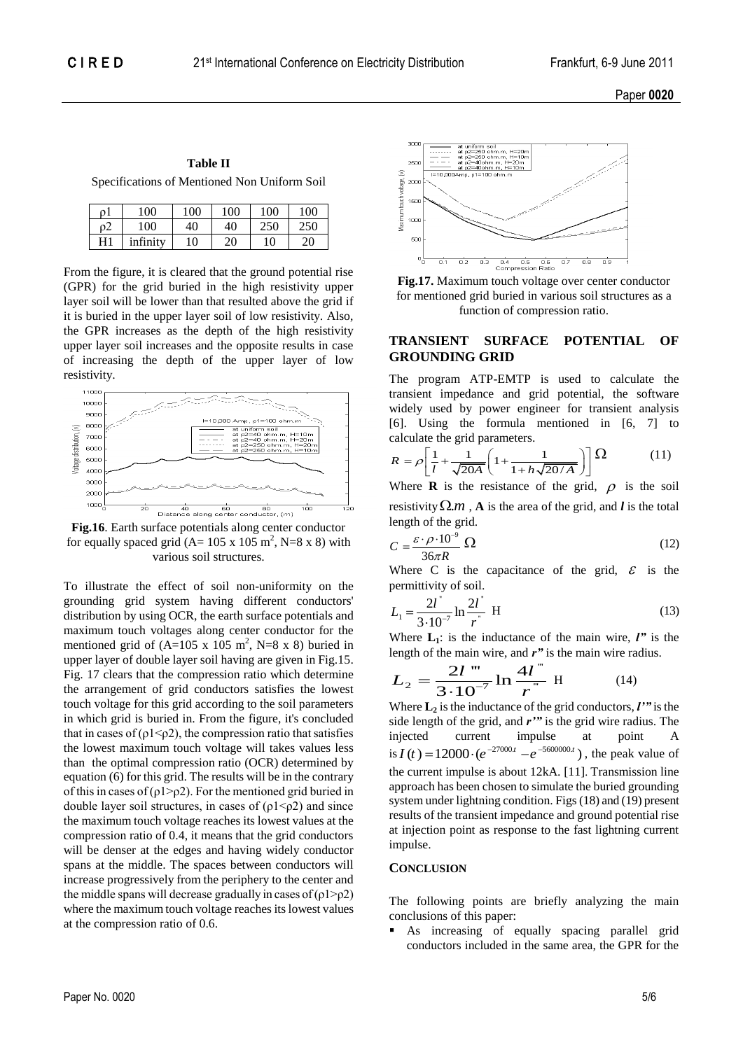**Table II**

Specifications of Mentioned Non Uniform Soil

| $\rho 1$ | 100 | 100 | 100 | 100 | 100 |
|---|---|---|---|---|---|
| $\rho 2$ | 100 | 40 | 40 | 250 | 250 |
| H1 | infinity | 10 | 20 | 10 | 20 |

From the figure, it is cleared that the ground potential rise (GPR) for the grid buried in the high resistivity upper layer soil will be lower than that resulted above the grid if it is buried in the upper layer soil of low resistivity. Also, the GPR increases as the depth of the high resistivity upper layer soil increases and the opposite results in case of increasing the depth of the upper layer of low resistivity.

**Fig.16**. Earth surface potentials along center conductor for equally spaced grid (A= 105 x 105 m$^2$, N=8 x 8) with various soil structures.

To illustrate the effect of soil non-uniformity on the grounding grid system having different conductors' distribution by using OCR, the earth surface potentials and maximum touch voltages along center conductor for the mentioned grid of (A=105 x 105 m$^2$, N=8 x 8) buried in upper layer of double layer soil having are given in Fig.15. Fig. 17 clears that the compression ratio which determine the arrangement of grid conductors satisfies the lowest touch voltage for this grid according to the soil parameters in which grid is buried in. From the figure, it's concluded that in cases of ($\rho 1 < \rho 2$), the compression ratio that satisfies the lowest maximum touch voltage will takes values less than the optimal compression ratio (OCR) determined by equation (6) for this grid. The results will be in the contrary of this in cases of ($\rho 1 > \rho 2$). For the mentioned grid buried in double layer soil structures, in cases of ($\rho 1 < \rho 2$) and since the maximum touch voltage reaches its lowest values at the compression ratio of 0.4, it means that the grid conductors will be denser at the edges and having widely conductor spans at the middle. The spaces between conductors will increase progressively from the periphery to the center and the middle spans will decrease gradually in cases of ($\rho 1 > \rho 2$) where the maximum touch voltage reaches its lowest values at the compression ratio of 0.6.

**Fig.17.** Maximum touch voltage over center conductor for mentioned grid buried in various soil structures as a function of compression ratio.

## TRANSIENT SURFACE POTENTIAL OF GROUNDING GRID

The program ATP-EMTP is used to calculate the transient impedance and grid potential, the software widely used by power engineer for transient analysis [6]. Using the formula mentioned in [6, 7] to calculate the grid parameters.

$$R = \rho\left[\frac{1}{l} + \frac{1}{\sqrt{20A}}\left(1 + \frac{1}{1 + h\sqrt{20/A}}\right)\right] \Omega \qquad (11)$$

Where **R** is the resistance of the grid, $\rho$ is the soil resistivity $\Omega.m$ , **A** is the area of the grid, and $l$ is the total length of the grid.

$$C = \frac{\varepsilon \cdot \rho \cdot 10^{-9}}{36\pi R} \Omega \qquad (12)$$

Where C is the capacitance of the grid, $\varepsilon$ is the permittivity of soil.

$$L_1 = \frac{2l^{"}}{3 \cdot 10^{-7}} \ln \frac{2l^{"}}{r^{"}} \text{ H} \qquad (13)$$

Where $L_1$: is the inductance of the main wire, $l"$ is the length of the main wire, and $r"$ is the main wire radius.

$$L_2 = \frac{2l^{'''}}{3 \cdot 10^{-7}} \ln \frac{4l^{'''}}{r^{'''}} \text{ H} \qquad (14)$$

Where $L_2$ is the inductance of the grid conductors, $l'''$ is the side length of the grid, and $r'''$ is the grid wire radius. The injected current impulse at point A is $I(t) = 12000 \cdot (e^{-27000t} - e^{-5600000t})$, the peak value of the current impulse is about 12kA. [11]. Transmission line approach has been chosen to simulate the buried grounding system under lightning condition. Figs (18) and (19) present results of the transient impedance and ground potential rise at injection point as response to the fast lightning current impulse.

## CONCLUSION

The following points are briefly analyzing the main conclusions of this paper:

- As increasing of equally spacing parallel grid conductors included in the same area, the GPR for the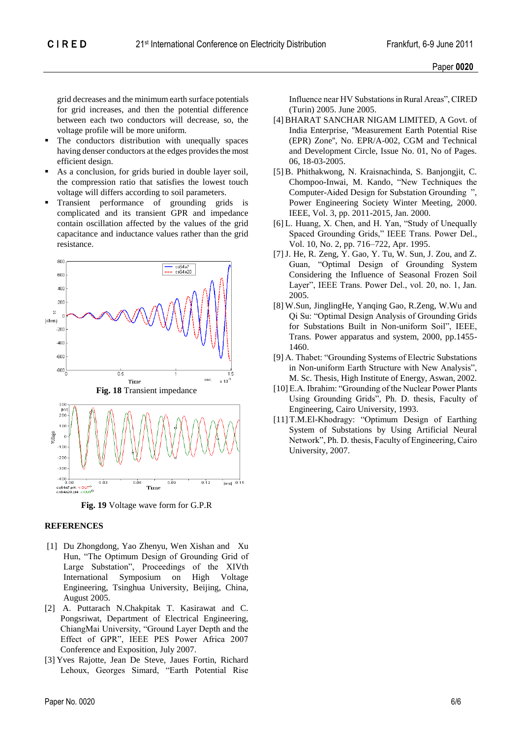grid decreases and the minimum earth surface potentials for grid increases, and then the potential difference between each two conductors will decrease, so, the voltage profile will be more uniform.

- The conductors distribution with unequally spaces having denser conductors at the edges provides the most efficient design.
- As a conclusion, for grids buried in double layer soil, the compression ratio that satisfies the lowest touch voltage will differs according to soil parameters.
- Transient performance of grounding grids is complicated and its transient GPR and impedance contain oscillation affected by the values of the grid capacitance and inductance values rather than the grid resistance.

800
600
400
200
0
-200
-400
-600
-800
Z
(ohm)
0
0.5
1
1.5
Time
sec.
x 10^-4
cs64a7
cs64a20

**Fig. 18** Transient impedance

300
[kV]
200
100
0
-100
-200
-300
-400
Voltage
0.00
0.03
0.06
0.09
0.12
[ms]
0.15
Time
cs64a7.pl4: v:OUT
cs64a20.pl4: v:OUT

**Fig. 19** Voltage wave form for G.P.R

## REFERENCES

[1] Du Zhongdong, Yao Zhenyu, Wen Xishan and Xu Hun, "The Optimum Design of Grounding Grid of Large Substation", Proceedings of the XIVth International Symposium on High Voltage Engineering, Tsinghua University, Beijing, China, August 2005.

[2] A. Puttarach N.Chakpitak T. Kasirawat and C. Pongsriwat, Department of Electrical Engineering, ChiangMai University, "Ground Layer Depth and the Effect of GPR", IEEE PES Power Africa 2007 Conference and Exposition, July 2007.

[3] Yves Rajotte, Jean De Steve, Jaues Fortin, Richard Lehoux, Georges Simard, "Earth Potential Rise Influence near HV Substations in Rural Areas", CIRED (Turin) 2005. June 2005.

[4] BHARAT SANCHAR NIGAM LIMITED, A Govt. of India Enterprise, "Measurement Earth Potential Rise (EPR) Zone", No. EPR/A-002, CGM and Technical and Development Circle, Issue No. 01, No of Pages. 06, 18-03-2005.

[5] B. Phithakwong, N. Kraisnachinda, S. Banjongjit, C. Chompoo-Inwai, M. Kando, "New Techniques the Computer-Aided Design for Substation Grounding ", Power Engineering Society Winter Meeting, 2000. IEEE, Vol. 3, pp. 2011-2015, Jan. 2000.

[6] L. Huang, X. Chen, and H. Yan, "Study of Unequally Spaced Grounding Grids," IEEE Trans. Power Del., Vol. 10, No. 2, pp. 716–722, Apr. 1995.

[7] J. He, R. Zeng, Y. Gao, Y. Tu, W. Sun, J. Zou, and Z. Guan, "Optimal Design of Grounding System Considering the Influence of Seasonal Frozen Soil Layer", IEEE Trans. Power Del., vol. 20, no. 1, Jan. 2005.

[8] W.Sun, JinglingHe, Yanqing Gao, R.Zeng, W.Wu and Qi Su: "Optimal Design Analysis of Grounding Grids for Substations Built in Non-uniform Soil", IEEE, Trans. Power apparatus and system, 2000, pp.1455-1460.

[9] A. Thabet: "Grounding Systems of Electric Substations in Non-uniform Earth Structure with New Analysis", M. Sc. Thesis, High Institute of Energy, Aswan, 2002.

[10] E.A. Ibrahim: "Grounding of the Nuclear Power Plants Using Grounding Grids", Ph. D. thesis, Faculty of Engineering, Cairo University, 1993.

[11] T.M.El-Khodragy: "Optimum Design of Earthing System of Substations by Using Artificial Neural Network", Ph. D. thesis, Faculty of Engineering, Cairo University, 2007.